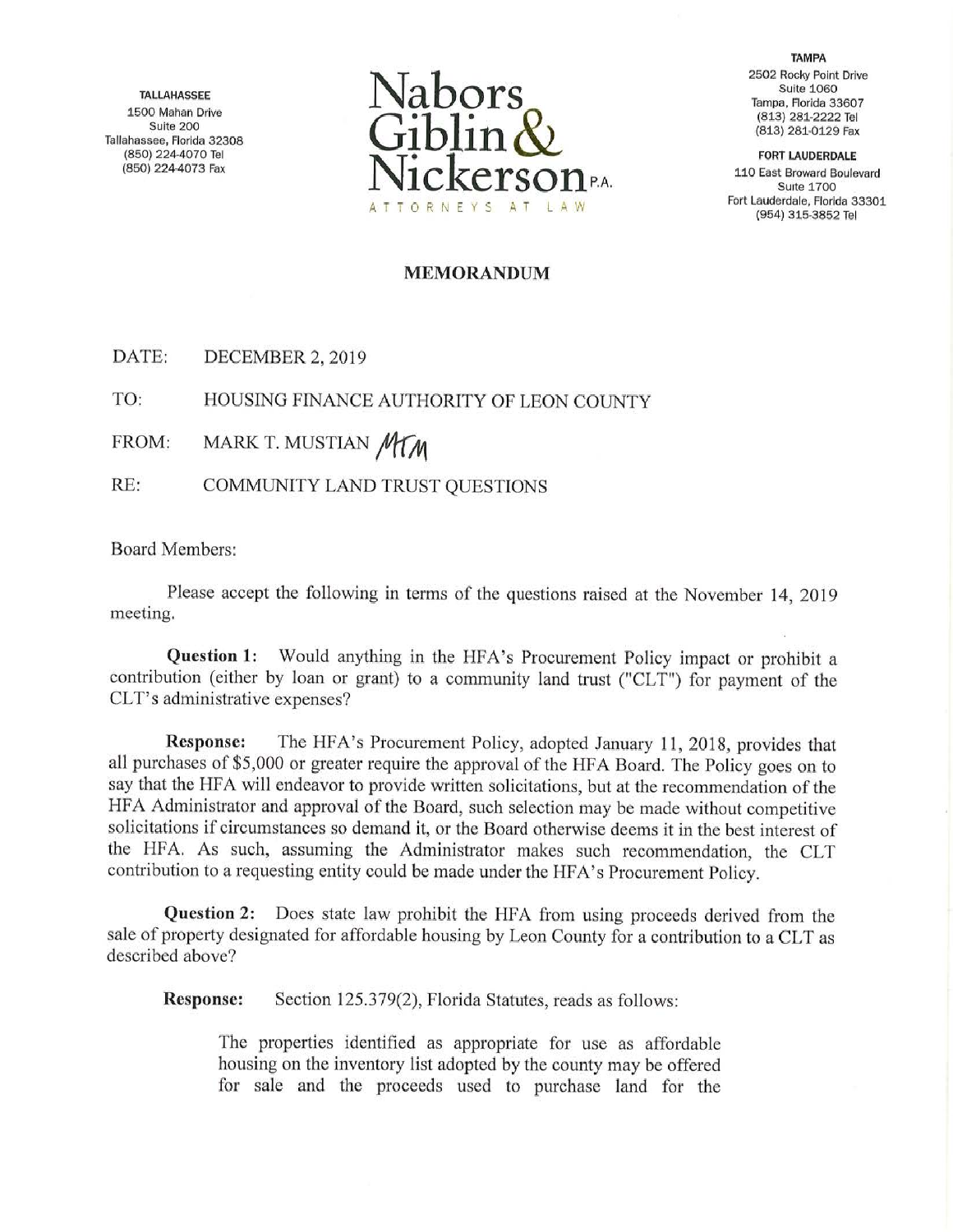TALLAHASSEE
1500 Mahan Drive
Suite 200
Tallahassee, Florida 32308
(850) 224-4070 Tel
(850) 224-4073 Fax

# Nabors Giblin & Nickerson P.A.

ATTORNEYS AT LAW

TAMPA
2502 Rocky Point Drive
Suite 1060
Tampa, Florida 33607
(813) 281-2222 Tel
(813) 281-0129 Fax

FORT LAUDERDALE
110 East Broward Boulevard
Suite 1700
Fort Lauderdale, Florida 33301
(954) 315-3852 Tel

## MEMORANDUM

DATE: DECEMBER 2, 2019

TO: HOUSING FINANCE AUTHORITY OF LEON COUNTY

FROM: MARK T. MUSTIAN *MTM*

RE: COMMUNITY LAND TRUST QUESTIONS

Board Members:

Please accept the following in terms of the questions raised at the November 14, 2019 meeting.

**Question 1:** Would anything in the HFA's Procurement Policy impact or prohibit a contribution (either by loan or grant) to a community land trust ("CLT") for payment of the CLT's administrative expenses?

**Response:** The HFA's Procurement Policy, adopted January 11, 2018, provides that all purchases of $5,000 or greater require the approval of the HFA Board. The Policy goes on to say that the HFA will endeavor to provide written solicitations, but at the recommendation of the HFA Administrator and approval of the Board, such selection may be made without competitive solicitations if circumstances so demand it, or the Board otherwise deems it in the best interest of the HFA. As such, assuming the Administrator makes such recommendation, the CLT contribution to a requesting entity could be made under the HFA's Procurement Policy.

**Question 2:** Does state law prohibit the HFA from using proceeds derived from the sale of property designated for affordable housing by Leon County for a contribution to a CLT as described above?

**Response:** Section 125.379(2), Florida Statutes, reads as follows:

> The properties identified as appropriate for use as affordable housing on the inventory list adopted by the county may be offered for sale and the proceeds used to purchase land for the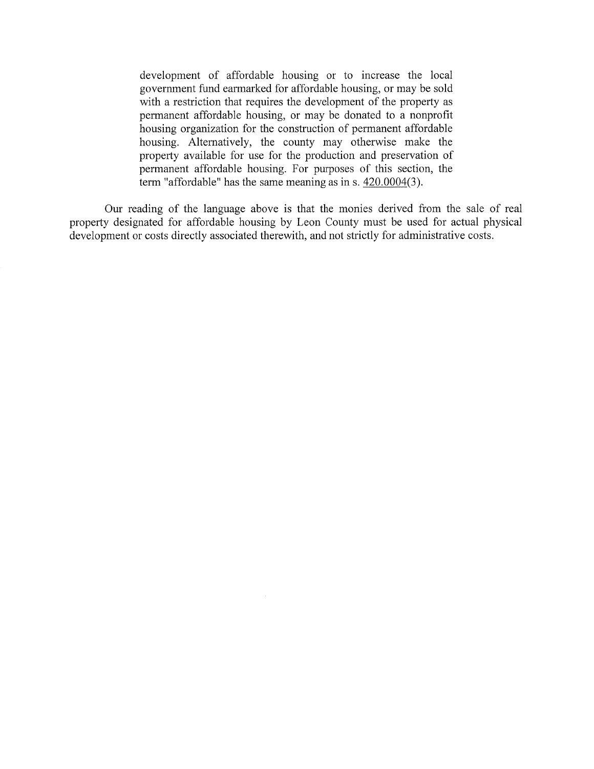> development of affordable housing or to increase the local government fund earmarked for affordable housing, or may be sold with a restriction that requires the development of the property as permanent affordable housing, or may be donated to a nonprofit housing organization for the construction of permanent affordable housing. Alternatively, the county may otherwise make the property available for use for the production and preservation of permanent affordable housing. For purposes of this section, the term "affordable" has the same meaning as in s. 420.0004(3).

Our reading of the language above is that the monies derived from the sale of real property designated for affordable housing by Leon County must be used for actual physical development or costs directly associated therewith, and not strictly for administrative costs.